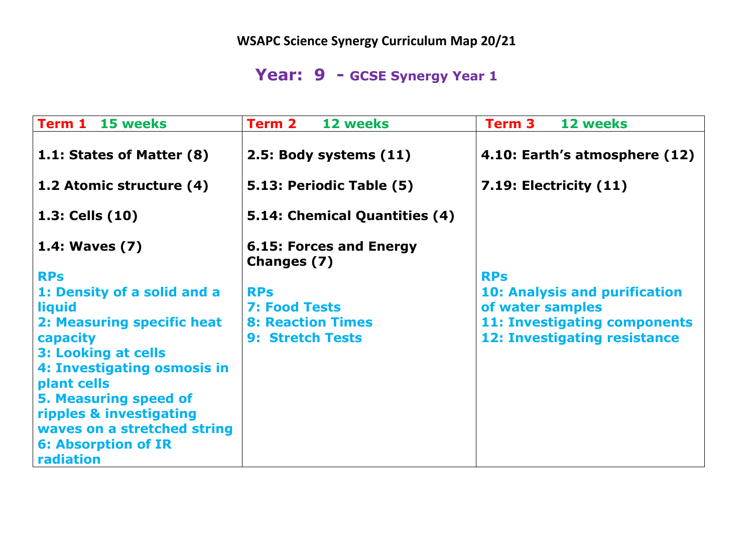# WSAPC Science Synergy Curriculum Map 20/21

## Year: 9 - GCSE Synergy Year 1

| Term 1 15 weeks | Term 2 12 weeks | Term 3 12 weeks |
|---|---|---|
| **1.1: States of Matter (8)**<br><br>**1.2 Atomic structure (4)**<br><br>**1.3: Cells (10)**<br><br>**1.4: Waves (7)**<br><br>**RPs**<br>**1: Density of a solid and a liquid**<br>**2: Measuring specific heat capacity**<br>**3: Looking at cells**<br>**4: Investigating osmosis in plant cells**<br>**5. Measuring speed of ripples & investigating waves on a stretched string**<br>**6: Absorption of IR radiation** | **2.5: Body systems (11)**<br><br>**5.13: Periodic Table (5)**<br><br>**5.14: Chemical Quantities (4)**<br><br>**6.15: Forces and Energy Changes (7)**<br><br>**RPs**<br>**7: Food Tests**<br>**8: Reaction Times**<br>**9: Stretch Tests** | **4.10: Earth's atmosphere (12)**<br><br>**7.19: Electricity (11)**<br><br>**RPs**<br>**10: Analysis and purification of water samples**<br>**11: Investigating components**<br>**12: Investigating resistance** |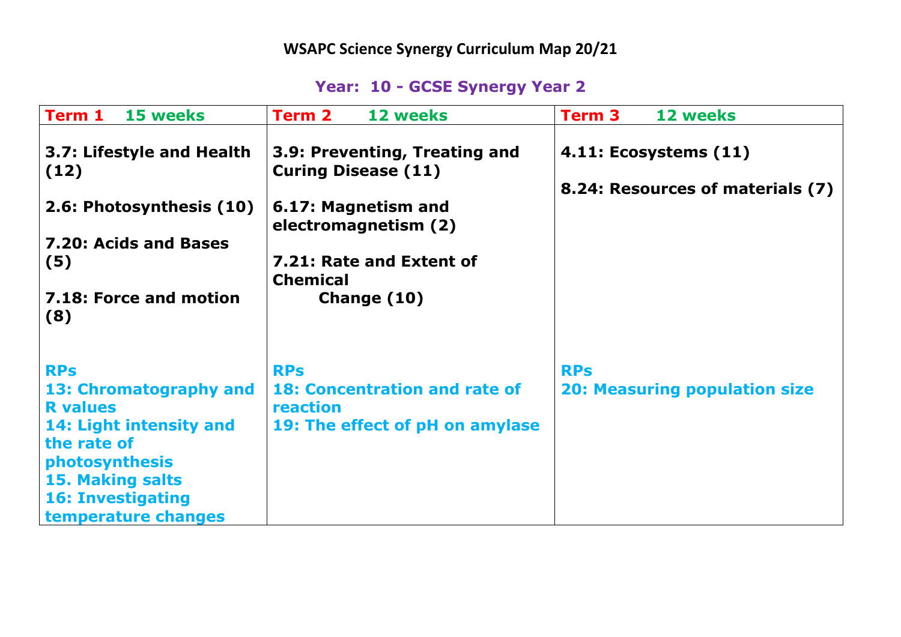# WSAPC Science Synergy Curriculum Map 20/21

## Year: 10 - GCSE Synergy Year 2

| Term 1 15 weeks | Term 2 12 weeks | Term 3 12 weeks |
|---|---|---|
| **3.7: Lifestyle and Health (12)**<br><br>**2.6: Photosynthesis (10)**<br><br>**7.20: Acids and Bases (5)**<br><br>**7.18: Force and motion (8)**<br><br>**RPs**<br>**13: Chromatography and R values**<br>**14: Light intensity and the rate of photosynthesis**<br>**15. Making salts**<br>**16: Investigating temperature changes** | **3.9: Preventing, Treating and Curing Disease (11)**<br><br>**6.17: Magnetism and electromagnetism (2)**<br><br>**7.21: Rate and Extent of Chemical Change (10)**<br><br>**RPs**<br>**18: Concentration and rate of reaction**<br>**19: The effect of pH on amylase** | **4.11: Ecosystems (11)**<br><br>**8.24: Resources of materials (7)**<br><br>**RPs**<br>**20: Measuring population size** |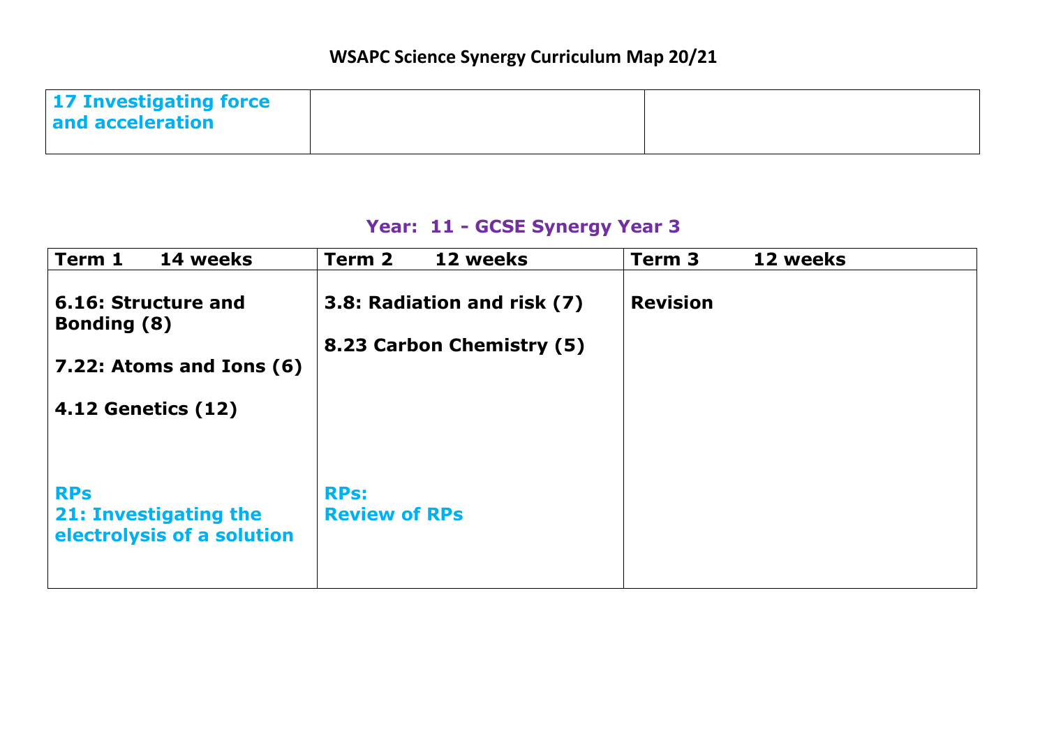# WSAPC Science Synergy Curriculum Map 20/21

| | | |
|---|---|---|
| 17 Investigating force and acceleration | | |

## Year: 11 - GCSE Synergy Year 3

| Term 1 14 weeks | Term 2 12 weeks | Term 3 12 weeks |
|---|---|---|
| **6.16: Structure and Bonding (8)**<br><br>**7.22: Atoms and Ions (6)**<br><br>**4.12 Genetics (12)**<br><br>**RPs**<br>**21: Investigating the electrolysis of a solution** | **3.8: Radiation and risk (7)**<br><br>**8.23 Carbon Chemistry (5)**<br><br>**RPs:**<br>**Review of RPs** | **Revision** |